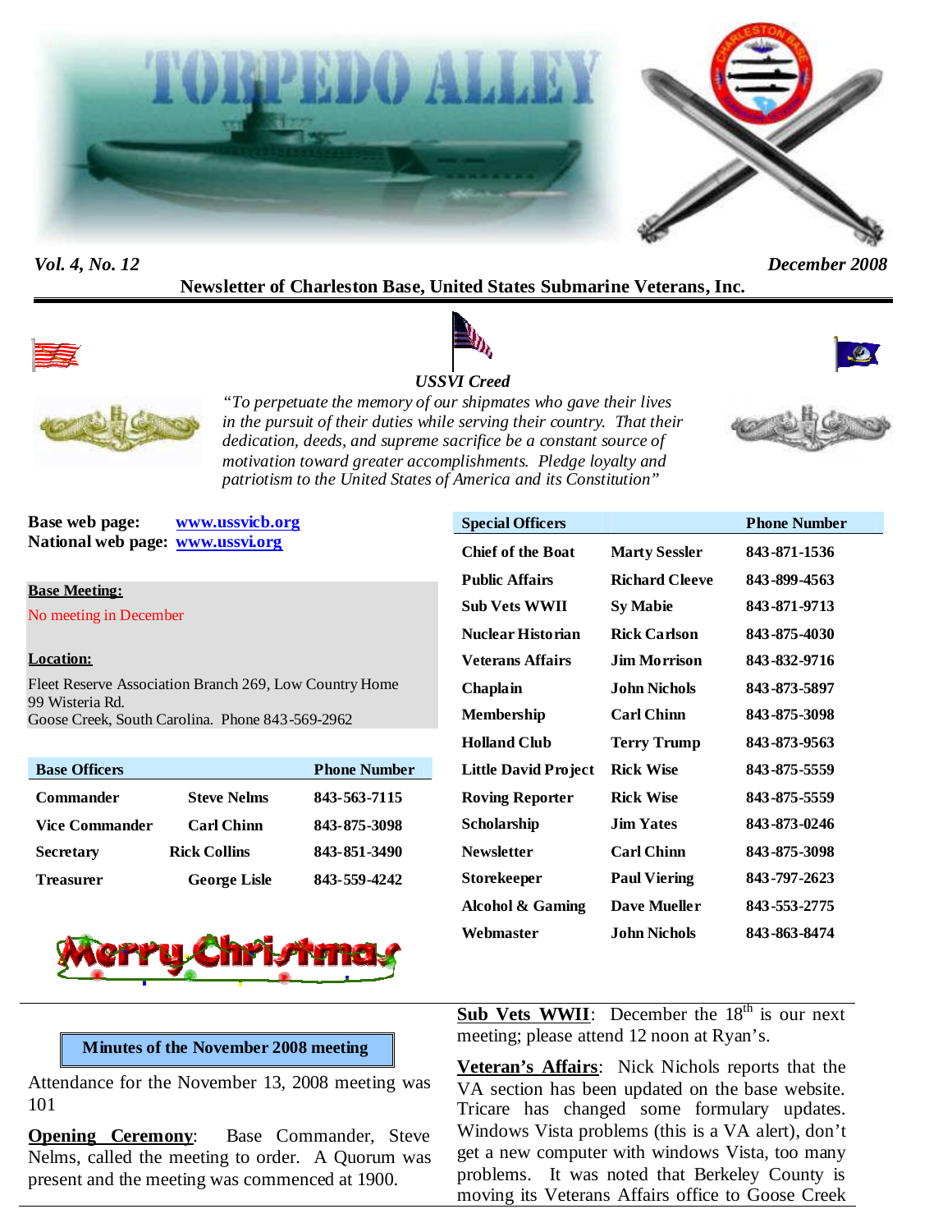# TORPEDO ALLEY

*Vol. 4, No. 12* *December 2008*

**Newsletter of Charleston Base, United States Submarine Veterans, Inc.**

*USSVI Creed*

*"To perpetuate the memory of our shipmates who gave their lives in the pursuit of their duties while serving their country. That their dedication, deeds, and supreme sacrifice be a constant source of motivation toward greater accomplishments. Pledge loyalty and patriotism to the United States of America and its Constitution"*

**Base web page:** www.ussvicb.org
**National web page:** www.ussvi.org

**Base Meeting:**

No meeting in December

**Location:**

Fleet Reserve Association Branch 269, Low Country Home
99 Wisteria Rd.
Goose Creek, South Carolina. Phone 843-569-2962

| Base Officers | | Phone Number |
|---|---|---|
| Commander | Steve Nelms | 843-563-7115 |
| Vice Commander | Carl Chinn | 843-875-3098 |
| Secretary | Rick Collins | 843-851-3490 |
| Treasurer | George Lisle | 843-559-4242 |

| Special Officers | | Phone Number |
|---|---|---|
| Chief of the Boat | Marty Sessler | 843-871-1536 |
| Public Affairs | Richard Cleeve | 843-899-4563 |
| Sub Vets WWII | Sy Mabie | 843-871-9713 |
| Nuclear Historian | Rick Carlson | 843-875-4030 |
| Veterans Affairs | Jim Morrison | 843-832-9716 |
| Chaplain | John Nichols | 843-873-5897 |
| Membership | Carl Chinn | 843-875-3098 |
| Holland Club | Terry Trump | 843-873-9563 |
| Little David Project | Rick Wise | 843-875-5559 |
| Roving Reporter | Rick Wise | 843-875-5559 |
| Scholarship | Jim Yates | 843-873-0246 |
| Newsletter | Carl Chinn | 843-875-3098 |
| Storekeeper | Paul Viering | 843-797-2623 |
| Alcohol & Gaming | Dave Mueller | 843-553-2775 |
| Webmaster | John Nichols | 843-863-8474 |

Merry Christmas

## Minutes of the November 2008 meeting

Attendance for the November 13, 2008 meeting was 101

**Opening Ceremony**: Base Commander, Steve Nelms, called the meeting to order. A Quorum was present and the meeting was commenced at 1900.

**Sub Vets WWII**: December the 18th is our next meeting; please attend 12 noon at Ryan's.

**Veteran's Affairs**: Nick Nichols reports that the VA section has been updated on the base website. Tricare has changed some formulary updates. Windows Vista problems (this is a VA alert), don't get a new computer with windows Vista, too many problems. It was noted that Berkeley County is moving its Veterans Affairs office to Goose Creek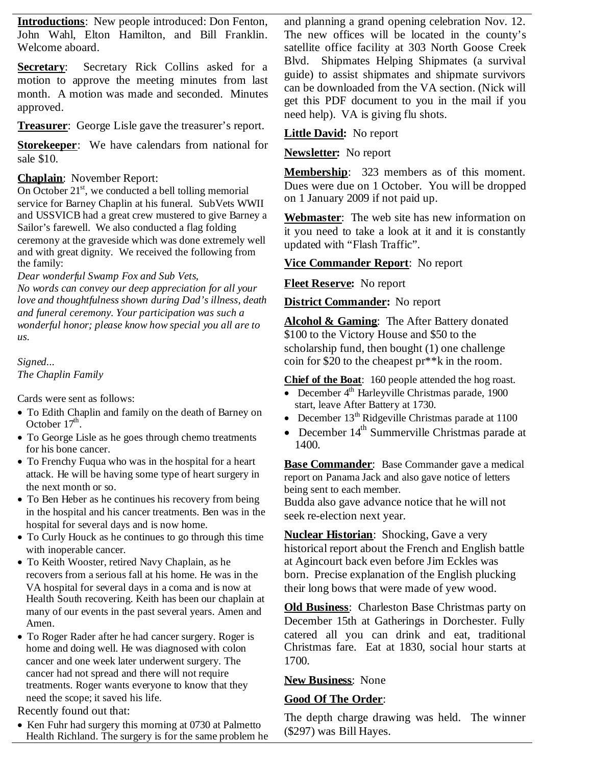**Introductions**: New people introduced: Don Fenton, John Wahl, Elton Hamilton, and Bill Franklin. Welcome aboard.

**Secretary**: Secretary Rick Collins asked for a motion to approve the meeting minutes from last month. A motion was made and seconded. Minutes approved.

**Treasurer**: George Lisle gave the treasurer's report.

**Storekeeper**: We have calendars from national for sale $10.

**Chaplain**: November Report:

On October 21st, we conducted a bell tolling memorial service for Barney Chaplin at his funeral. SubVets WWII and USSVICB had a great crew mustered to give Barney a Sailor's farewell. We also conducted a flag folding ceremony at the graveside which was done extremely well and with great dignity. We received the following from the family:

*Dear wonderful Swamp Fox and Sub Vets,*
*No words can convey our deep appreciation for all your love and thoughtfulness shown during Dad's illness, death and funeral ceremony. Your participation was such a wonderful honor; please know how special you all are to us.*

*Signed...*
*The Chaplin Family*

Cards were sent as follows:

- To Edith Chaplin and family on the death of Barney on October 17th.
- To George Lisle as he goes through chemo treatments for his bone cancer.
- To Frenchy Fuqua who was in the hospital for a heart attack. He will be having some type of heart surgery in the next month or so.
- To Ben Heber as he continues his recovery from being in the hospital and his cancer treatments. Ben was in the hospital for several days and is now home.
- To Curly Houck as he continues to go through this time with inoperable cancer.
- To Keith Wooster, retired Navy Chaplain, as he recovers from a serious fall at his home. He was in the VA hospital for several days in a coma and is now at Health South recovering. Keith has been our chaplain at many of our events in the past several years. Amen and Amen.
- To Roger Rader after he had cancer surgery. Roger is home and doing well. He was diagnosed with colon cancer and one week later underwent surgery. The cancer had not spread and there will not require treatments. Roger wants everyone to know that they need the scope; it saved his life.

Recently found out that:

- Ken Fuhr had surgery this morning at 0730 at Palmetto Health Richland. The surgery is for the same problem he and planning a grand opening celebration Nov. 12. The new offices will be located in the county's satellite office facility at 303 North Goose Creek Blvd. Shipmates Helping Shipmates (a survival guide) to assist shipmates and shipmate survivors can be downloaded from the VA section. (Nick will get this PDF document to you in the mail if you need help). VA is giving flu shots.

**Little David:** No report

**Newsletter:** No report

**Membership**: 323 members as of this moment. Dues were due on 1 October. You will be dropped on 1 January 2009 if not paid up.

**Webmaster**: The web site has new information on it you need to take a look at it and it is constantly updated with "Flash Traffic".

**Vice Commander Report**: No report

**Fleet Reserve:** No report

**District Commander:** No report

**Alcohol & Gaming**: The After Battery donated $100 to the Victory House and $50 to the scholarship fund, then bought (1) one challenge coin for $20 to the cheapest pr**k in the room.

**Chief of the Boat**: 160 people attended the hog roast.

- December 4th Harleyville Christmas parade, 1900 start, leave After Battery at 1730.
- December 13th Ridgeville Christmas parade at 1100
- December 14th Summerville Christmas parade at 1400.

**Base Commander**: Base Commander gave a medical report on Panama Jack and also gave notice of letters being sent to each member.

Budda also gave advance notice that he will not seek re-election next year.

**Nuclear Historian**: Shocking, Gave a very historical report about the French and English battle at Agincourt back even before Jim Eckles was born. Precise explanation of the English plucking their long bows that were made of yew wood.

**Old Business**: Charleston Base Christmas party on December 15th at Gatherings in Dorchester. Fully catered all you can drink and eat, traditional Christmas fare. Eat at 1830, social hour starts at 1700.

**New Business**: None

**Good Of The Order**:

The depth charge drawing was held. The winner ($297) was Bill Hayes.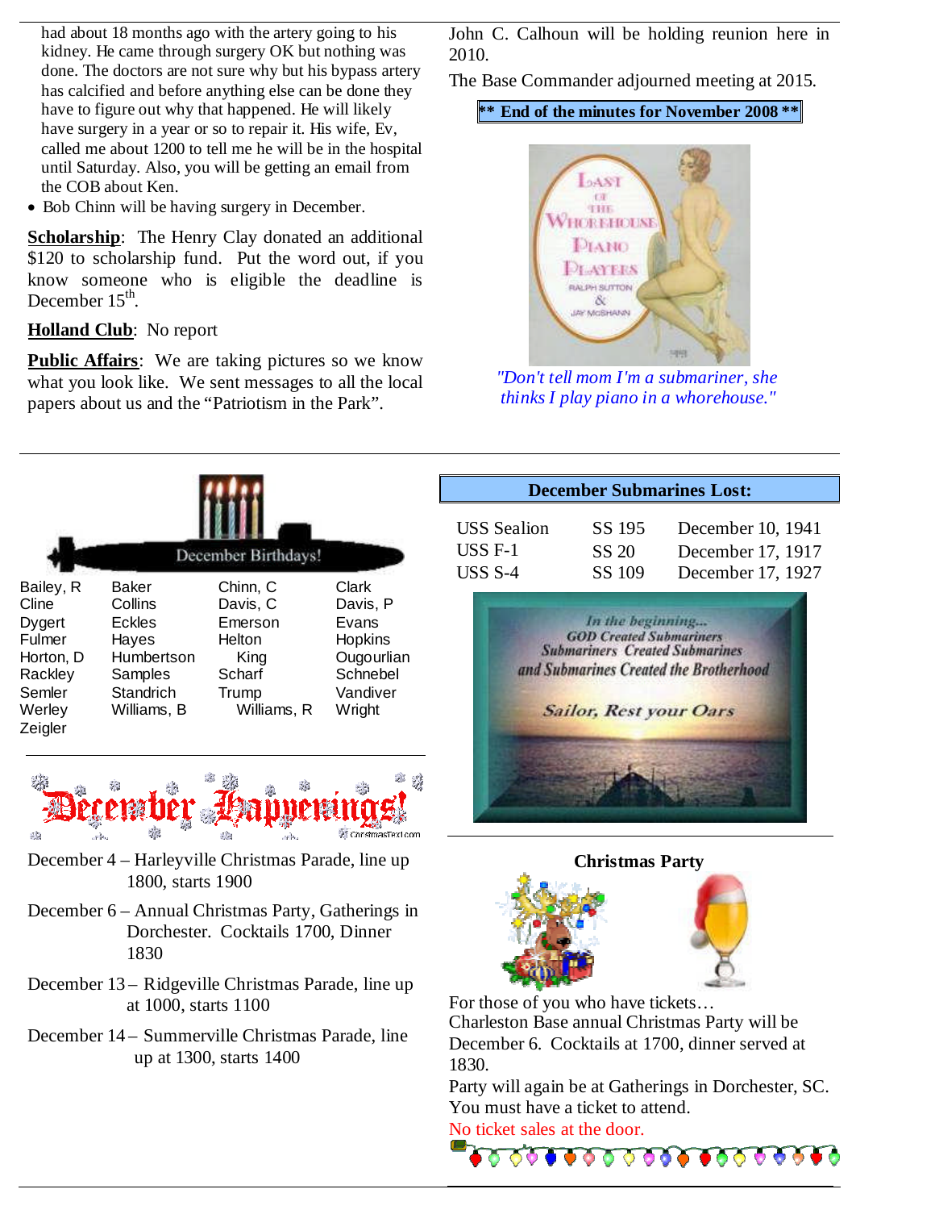had about 18 months ago with the artery going to his kidney. He came through surgery OK but nothing was done. The doctors are not sure why but his bypass artery has calcified and before anything else can be done they have to figure out why that happened. He will likely have surgery in a year or so to repair it. His wife, Ev, called me about 1200 to tell me he will be in the hospital until Saturday. Also, you will be getting an email from the COB about Ken.

- Bob Chinn will be having surgery in December.

**Scholarship**: The Henry Clay donated an additional $120 to scholarship fund. Put the word out, if you know someone who is eligible the deadline is December 15th.

**Holland Club**: No report

**Public Affairs**: We are taking pictures so we know what you look like. We sent messages to all the local papers about us and the "Patriotism in the Park".

John C. Calhoun will be holding reunion here in 2010.

The Base Commander adjourned meeting at 2015.

**\*\* End of the minutes for November 2008 \*\***

*"Don't tell mom I'm a submariner, she thinks I play piano in a whorehouse."*

## December Birthdays!

| | | | |
|---|---|---|---|
| Bailey, R | Baker | Chinn, C | Clark |
| Cline | Collins | Davis, C | Davis, P |
| Dygert | Eckles | Emerson | Evans |
| Fulmer | Hayes | Helton | Hopkins |
| Horton, D | Humbertson | King | Ougourlian |
| Rackley | Samples | Scharf | Schnebel |
| Semler | Standrich | Trump | Vandiver |
| Werley | Williams, B | Williams, R | Wright |
| Zeigler | | | |

## December Happenings!

December 4 – Harleyville Christmas Parade, line up 1800, starts 1900

December 6 – Annual Christmas Party, Gatherings in Dorchester. Cocktails 1700, Dinner 1830

December 13 – Ridgeville Christmas Parade, line up at 1000, starts 1100

December 14 – Summerville Christmas Parade, line up at 1300, starts 1400

## December Submarines Lost:

| | | |
|---|---|---|
| USS Sealion | SS 195 | December 10, 1941 |
| USS F-1 | SS 20 | December 17, 1917 |
| USS S-4 | SS 109 | December 17, 1927 |

*In the beginning...*
*GOD Created Submariners*
*Submariners Created Submarines*
*and Submarines Created the Brotherhood*

*Sailor, Rest your Oars*

## Christmas Party

For those of you who have tickets…
Charleston Base annual Christmas Party will be December 6. Cocktails at 1700, dinner served at 1830.
Party will again be at Gatherings in Dorchester, SC.
You must have a ticket to attend.
No ticket sales at the door.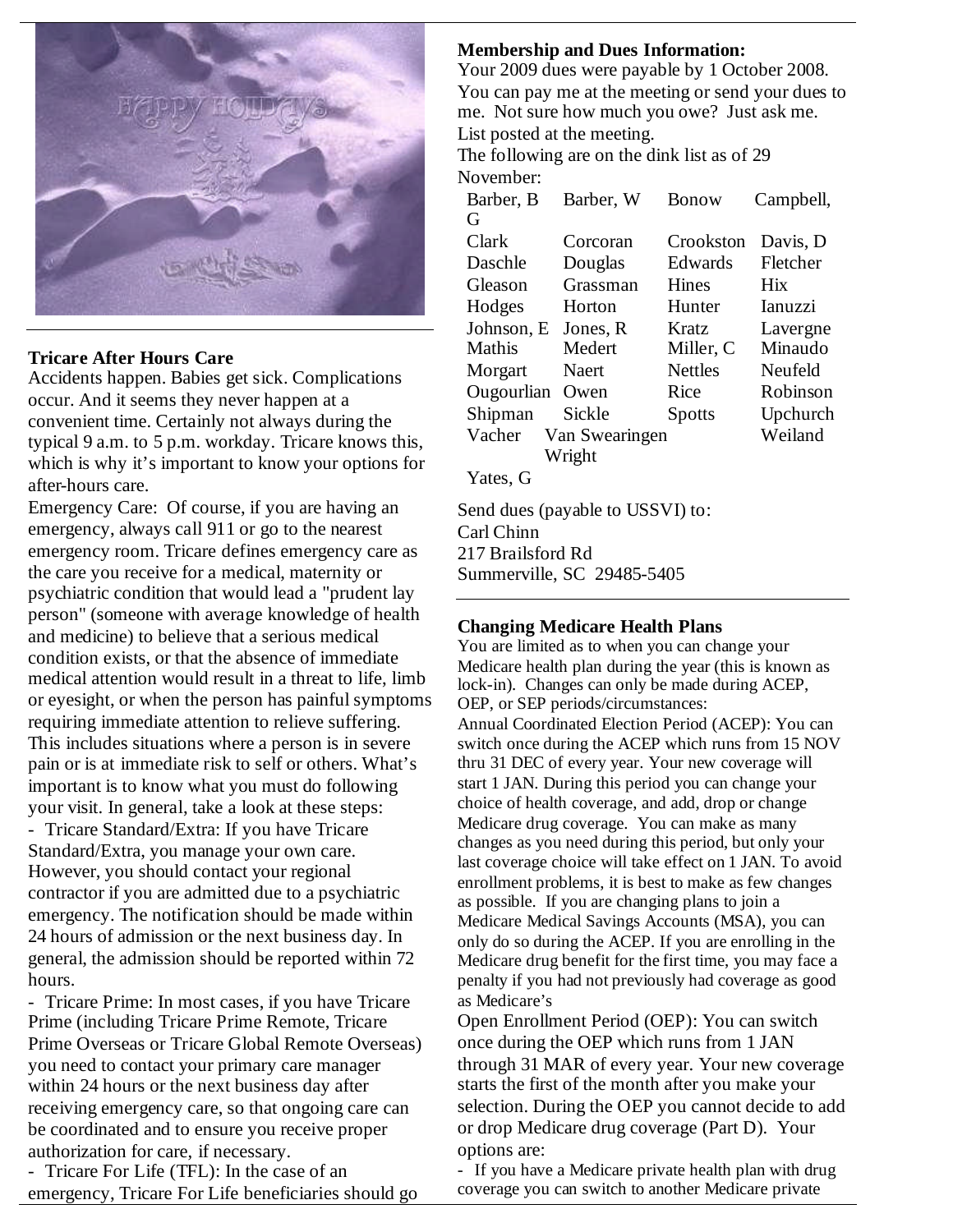## Tricare After Hours Care

Accidents happen. Babies get sick. Complications occur. And it seems they never happen at a convenient time. Certainly not always during the typical 9 a.m. to 5 p.m. workday. Tricare knows this, which is why it's important to know your options for after-hours care.

Emergency Care: Of course, if you are having an emergency, always call 911 or go to the nearest emergency room. Tricare defines emergency care as the care you receive for a medical, maternity or psychiatric condition that would lead a "prudent lay person" (someone with average knowledge of health and medicine) to believe that a serious medical condition exists, or that the absence of immediate medical attention would result in a threat to life, limb or eyesight, or when the person has painful symptoms requiring immediate attention to relieve suffering. This includes situations where a person is in severe pain or is at immediate risk to self or others. What's important is to know what you must do following your visit. In general, take a look at these steps:

- Tricare Standard/Extra: If you have Tricare Standard/Extra, you manage your own care. However, you should contact your regional contractor if you are admitted due to a psychiatric emergency. The notification should be made within 24 hours of admission or the next business day. In general, the admission should be reported within 72 hours.
- Tricare Prime: In most cases, if you have Tricare Prime (including Tricare Prime Remote, Tricare Prime Overseas or Tricare Global Remote Overseas) you need to contact your primary care manager within 24 hours or the next business day after receiving emergency care, so that ongoing care can be coordinated and to ensure you receive proper authorization for care, if necessary.
- Tricare For Life (TFL): In the case of an emergency, Tricare For Life beneficiaries should go

## Membership and Dues Information:

Your 2009 dues were payable by 1 October 2008. You can pay me at the meeting or send your dues to me. Not sure how much you owe? Just ask me. List posted at the meeting.

The following are on the dink list as of 29 November:

| | | | |
|---|---|---|---|
| Barber, B | Barber, W | Bonow | Campbell, G |
| Clark | Corcoran | Crookston | Davis, D |
| Daschle | Douglas | Edwards | Fletcher |
| Gleason | Grassman | Hines | Hix |
| Hodges | Horton | Hunter | Ianuzzi |
| Johnson, E | Jones, R | Kratz | Lavergne |
| Mathis | Medert | Miller, C | Minaudo |
| Morgart | Naert | Nettles | Neufeld |
| Ougourlian | Owen | Rice | Robinson |
| Shipman | Sickle | Spotts | Upchurch |
| Vacher | Van Swearingen | | Weiland |
| | Wright | | |
| Yates, G | | | |

Send dues (payable to USSVI) to:
Carl Chinn
217 Brailsford Rd
Summerville, SC 29485-5405

## Changing Medicare Health Plans

You are limited as to when you can change your Medicare health plan during the year (this is known as lock-in). Changes can only be made during ACEP, OEP, or SEP periods/circumstances:

Annual Coordinated Election Period (ACEP): You can switch once during the ACEP which runs from 15 NOV thru 31 DEC of every year. Your new coverage will start 1 JAN. During this period you can change your choice of health coverage, and add, drop or change Medicare drug coverage. You can make as many changes as you need during this period, but only your last coverage choice will take effect on 1 JAN. To avoid enrollment problems, it is best to make as few changes as possible. If you are changing plans to join a Medicare Medical Savings Accounts (MSA), you can only do so during the ACEP. If you are enrolling in the Medicare drug benefit for the first time, you may face a penalty if you had not previously had coverage as good as Medicare's

Open Enrollment Period (OEP): You can switch once during the OEP which runs from 1 JAN through 31 MAR of every year. Your new coverage starts the first of the month after you make your selection. During the OEP you cannot decide to add or drop Medicare drug coverage (Part D). Your options are:

- If you have a Medicare private health plan with drug coverage you can switch to another Medicare private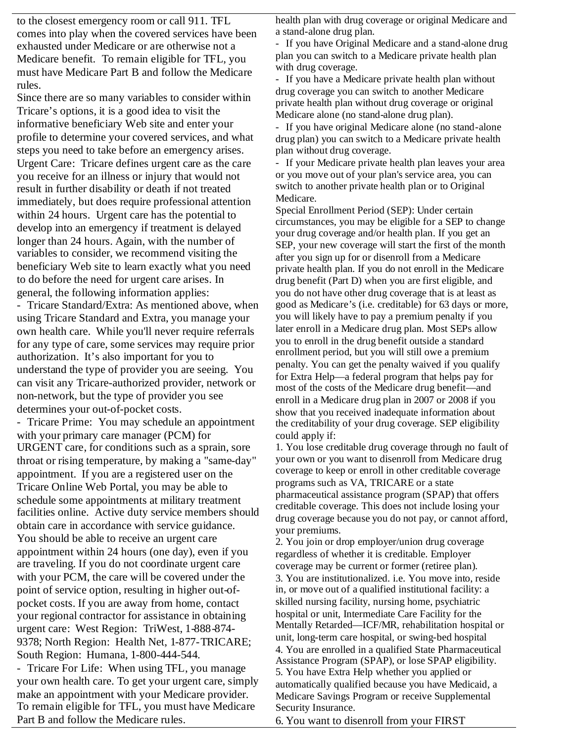to the closest emergency room or call 911. TFL comes into play when the covered services have been exhausted under Medicare or are otherwise not a Medicare benefit. To remain eligible for TFL, you must have Medicare Part B and follow the Medicare rules.

Since there are so many variables to consider within Tricare's options, it is a good idea to visit the informative beneficiary Web site and enter your profile to determine your covered services, and what steps you need to take before an emergency arises.

Urgent Care: Tricare defines urgent care as the care you receive for an illness or injury that would not result in further disability or death if not treated immediately, but does require professional attention within 24 hours. Urgent care has the potential to develop into an emergency if treatment is delayed longer than 24 hours. Again, with the number of variables to consider, we recommend visiting the beneficiary Web site to learn exactly what you need to do before the need for urgent care arises. In general, the following information applies:

- Tricare Standard/Extra: As mentioned above, when using Tricare Standard and Extra, you manage your own health care. While you'll never require referrals for any type of care, some services may require prior authorization. It's also important for you to understand the type of provider you are seeing. You can visit any Tricare-authorized provider, network or non-network, but the type of provider you see determines your out-of-pocket costs.
- Tricare Prime: You may schedule an appointment with your primary care manager (PCM) for URGENT care, for conditions such as a sprain, sore throat or rising temperature, by making a "same-day" appointment. If you are a registered user on the Tricare Online Web Portal, you may be able to schedule some appointments at military treatment facilities online. Active duty service members should obtain care in accordance with service guidance. You should be able to receive an urgent care appointment within 24 hours (one day), even if you are traveling. If you do not coordinate urgent care with your PCM, the care will be covered under the point of service option, resulting in higher out-of-pocket costs. If you are away from home, contact your regional contractor for assistance in obtaining urgent care: West Region: TriWest, 1-888-874-9378; North Region: Health Net, 1-877-TRICARE; South Region: Humana, 1-800-444-544.
- Tricare For Life: When using TFL, you manage your own health care. To get your urgent care, simply make an appointment with your Medicare provider. To remain eligible for TFL, you must have Medicare Part B and follow the Medicare rules.

health plan with drug coverage or original Medicare and a stand-alone drug plan.

- If you have Original Medicare and a stand-alone drug plan you can switch to a Medicare private health plan with drug coverage.
- If you have a Medicare private health plan without drug coverage you can switch to another Medicare private health plan without drug coverage or original Medicare alone (no stand-alone drug plan).
- If you have original Medicare alone (no stand-alone drug plan) you can switch to a Medicare private health plan without drug coverage.
- If your Medicare private health plan leaves your area or you move out of your plan's service area, you can switch to another private health plan or to Original Medicare.

Special Enrollment Period (SEP): Under certain circumstances, you may be eligible for a SEP to change your drug coverage and/or health plan. If you get an SEP, your new coverage will start the first of the month after you sign up for or disenroll from a Medicare private health plan. If you do not enroll in the Medicare drug benefit (Part D) when you are first eligible, and you do not have other drug coverage that is at least as good as Medicare's (i.e. creditable) for 63 days or more, you will likely have to pay a premium penalty if you later enroll in a Medicare drug plan. Most SEPs allow you to enroll in the drug benefit outside a standard enrollment period, but you will still owe a premium penalty. You can get the penalty waived if you qualify for Extra Help—a federal program that helps pay for most of the costs of the Medicare drug benefit—and enroll in a Medicare drug plan in 2007 or 2008 if you show that you received inadequate information about the creditability of your drug coverage. SEP eligibility could apply if:

1. You lose creditable drug coverage through no fault of your own or you want to disenroll from Medicare drug coverage to keep or enroll in other creditable coverage programs such as VA, TRICARE or a state pharmaceutical assistance program (SPAP) that offers creditable coverage. This does not include losing your drug coverage because you do not pay, or cannot afford, your premiums.
2. You join or drop employer/union drug coverage regardless of whether it is creditable. Employer coverage may be current or former (retiree plan).
3. You are institutionalized. i.e. You move into, reside in, or move out of a qualified institutional facility: a skilled nursing facility, nursing home, psychiatric hospital or unit, Intermediate Care Facility for the Mentally Retarded—ICF/MR, rehabilitation hospital or unit, long-term care hospital, or swing-bed hospital
4. You are enrolled in a qualified State Pharmaceutical Assistance Program (SPAP), or lose SPAP eligibility.
5. You have Extra Help whether you applied or automatically qualified because you have Medicaid, a Medicare Savings Program or receive Supplemental Security Insurance.
6. You want to disenroll from your FIRST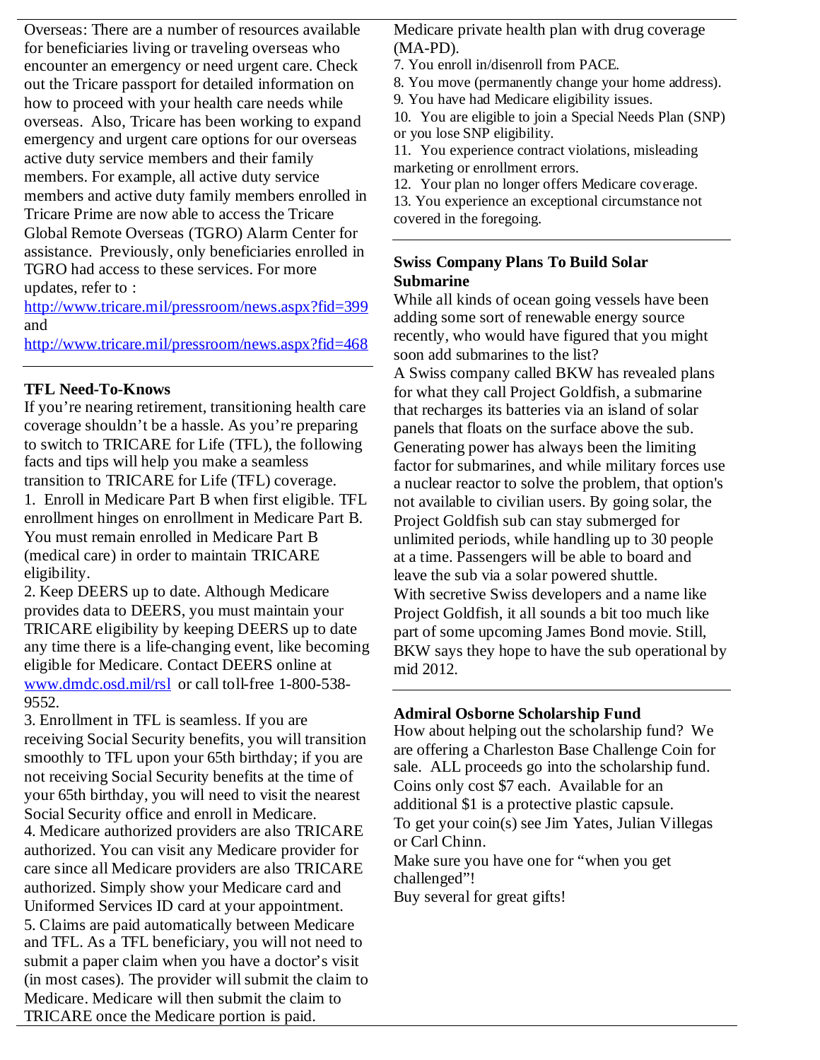Overseas: There are a number of resources available for beneficiaries living or traveling overseas who encounter an emergency or need urgent care. Check out the Tricare passport for detailed information on how to proceed with your health care needs while overseas. Also, Tricare has been working to expand emergency and urgent care options for our overseas active duty service members and their family members. For example, all active duty service members and active duty family members enrolled in Tricare Prime are now able to access the Tricare Global Remote Overseas (TGRO) Alarm Center for assistance. Previously, only beneficiaries enrolled in TGRO had access to these services. For more updates, refer to :
http://www.tricare.mil/pressroom/news.aspx?fid=399 and
http://www.tricare.mil/pressroom/news.aspx?fid=468

---

**TFL Need-To-Knows**

If you're nearing retirement, transitioning health care coverage shouldn't be a hassle. As you're preparing to switch to TRICARE for Life (TFL), the following facts and tips will help you make a seamless transition to TRICARE for Life (TFL) coverage.

1. Enroll in Medicare Part B when first eligible. TFL enrollment hinges on enrollment in Medicare Part B. You must remain enrolled in Medicare Part B (medical care) in order to maintain TRICARE eligibility.
2. Keep DEERS up to date. Although Medicare provides data to DEERS, you must maintain your TRICARE eligibility by keeping DEERS up to date any time there is a life-changing event, like becoming eligible for Medicare. Contact DEERS online at www.dmdc.osd.mil/rsl or call toll-free 1-800-538-9552.
3. Enrollment in TFL is seamless. If you are receiving Social Security benefits, you will transition smoothly to TFL upon your 65th birthday; if you are not receiving Social Security benefits at the time of your 65th birthday, you will need to visit the nearest Social Security office and enroll in Medicare.
4. Medicare authorized providers are also TRICARE authorized. You can visit any Medicare provider for care since all Medicare providers are also TRICARE authorized. Simply show your Medicare card and Uniformed Services ID card at your appointment.
5. Claims are paid automatically between Medicare and TFL. As a TFL beneficiary, you will not need to submit a paper claim when you have a doctor's visit (in most cases). The provider will submit the claim to Medicare. Medicare will then submit the claim to TRICARE once the Medicare portion is paid.

Medicare private health plan with drug coverage (MA-PD).

7. You enroll in/disenroll from PACE.
8. You move (permanently change your home address).
9. You have had Medicare eligibility issues.
10. You are eligible to join a Special Needs Plan (SNP) or you lose SNP eligibility.
11. You experience contract violations, misleading marketing or enrollment errors.
12. Your plan no longer offers Medicare coverage.
13. You experience an exceptional circumstance not covered in the foregoing.

---

**Swiss Company Plans To Build Solar Submarine**

While all kinds of ocean going vessels have been adding some sort of renewable energy source recently, who would have figured that you might soon add submarines to the list?

A Swiss company called BKW has revealed plans for what they call Project Goldfish, a submarine that recharges its batteries via an island of solar panels that floats on the surface above the sub. Generating power has always been the limiting factor for submarines, and while military forces use a nuclear reactor to solve the problem, that option's not available to civilian users. By going solar, the Project Goldfish sub can stay submerged for unlimited periods, while handling up to 30 people at a time. Passengers will be able to board and leave the sub via a solar powered shuttle.

With secretive Swiss developers and a name like Project Goldfish, it all sounds a bit too much like part of some upcoming James Bond movie. Still, BKW says they hope to have the sub operational by mid 2012.

---

**Admiral Osborne Scholarship Fund**

How about helping out the scholarship fund? We are offering a Charleston Base Challenge Coin for sale. ALL proceeds go into the scholarship fund.

Coins only cost $7 each. Available for an additional $1 is a protective plastic capsule.

To get your coin(s) see Jim Yates, Julian Villegas or Carl Chinn.

Make sure you have one for "when you get challenged"!

Buy several for great gifts!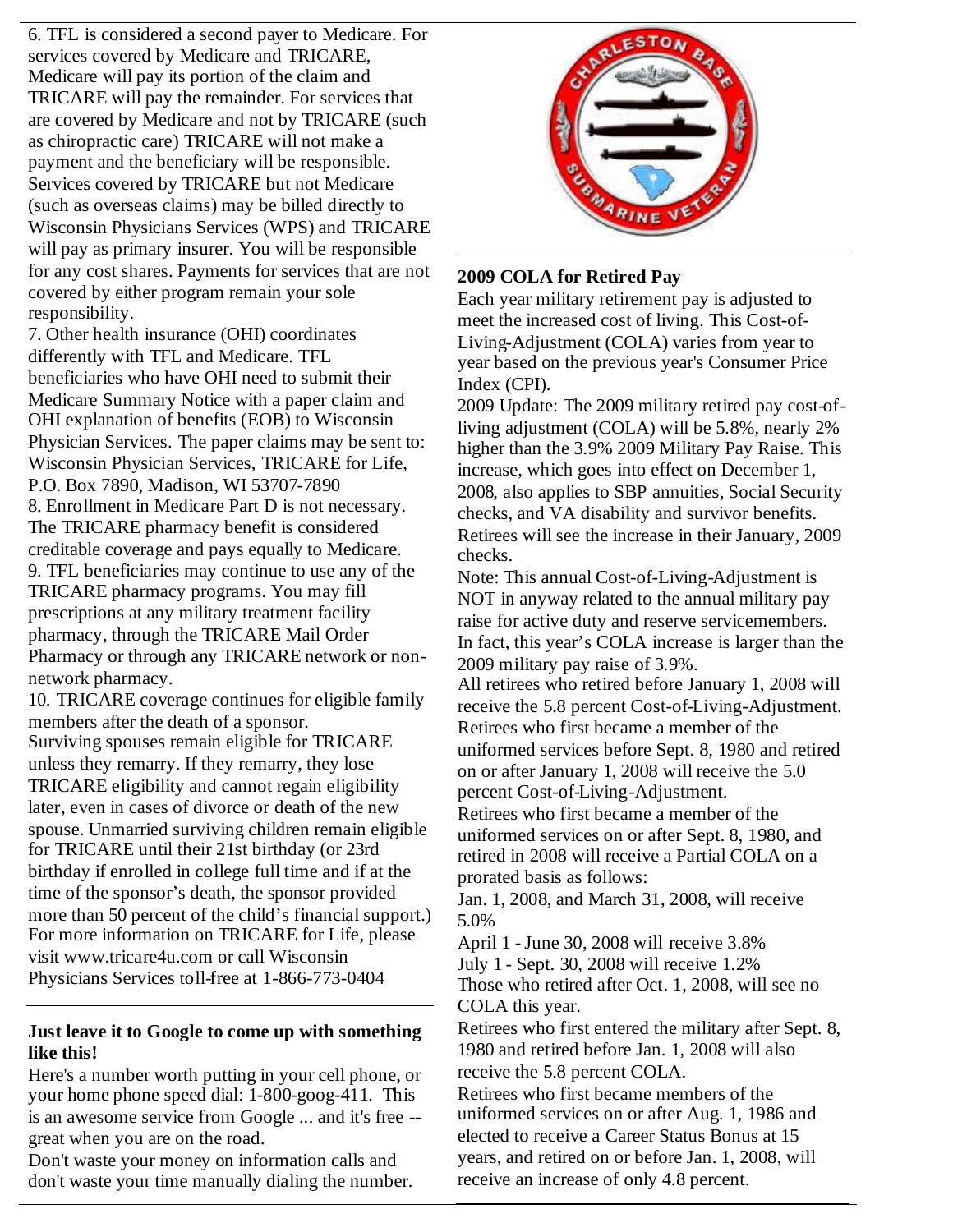6. TFL is considered a second payer to Medicare. For services covered by Medicare and TRICARE, Medicare will pay its portion of the claim and TRICARE will pay the remainder. For services that are covered by Medicare and not by TRICARE (such as chiropractic care) TRICARE will not make a payment and the beneficiary will be responsible. Services covered by TRICARE but not Medicare (such as overseas claims) may be billed directly to Wisconsin Physicians Services (WPS) and TRICARE will pay as primary insurer. You will be responsible for any cost shares. Payments for services that are not covered by either program remain your sole responsibility.

7. Other health insurance (OHI) coordinates differently with TFL and Medicare. TFL beneficiaries who have OHI need to submit their Medicare Summary Notice with a paper claim and OHI explanation of benefits (EOB) to Wisconsin Physician Services. The paper claims may be sent to: Wisconsin Physician Services, TRICARE for Life, P.O. Box 7890, Madison, WI 53707-7890

8. Enrollment in Medicare Part D is not necessary. The TRICARE pharmacy benefit is considered creditable coverage and pays equally to Medicare.

9. TFL beneficiaries may continue to use any of the TRICARE pharmacy programs. You may fill prescriptions at any military treatment facility pharmacy, through the TRICARE Mail Order Pharmacy or through any TRICARE network or non-network pharmacy.

10. TRICARE coverage continues for eligible family members after the death of a sponsor.

Surviving spouses remain eligible for TRICARE unless they remarry. If they remarry, they lose TRICARE eligibility and cannot regain eligibility later, even in cases of divorce or death of the new spouse. Unmarried surviving children remain eligible for TRICARE until their 21st birthday (or 23rd birthday if enrolled in college full time and if at the time of the sponsor's death, the sponsor provided more than 50 percent of the child's financial support.)

For more information on TRICARE for Life, please visit www.tricare4u.com or call Wisconsin Physicians Services toll-free at 1-866-773-0404

**Just leave it to Google to come up with something like this!**

Here's a number worth putting in your cell phone, or your home phone speed dial: 1-800-goog-411. This is an awesome service from Google ... and it's free -- great when you are on the road.

Don't waste your money on information calls and don't waste your time manually dialing the number.

**2009 COLA for Retired Pay**

Each year military retirement pay is adjusted to meet the increased cost of living. This Cost-of-Living-Adjustment (COLA) varies from year to year based on the previous year's Consumer Price Index (CPI).

2009 Update: The 2009 military retired pay cost-of-living adjustment (COLA) will be 5.8%, nearly 2% higher than the 3.9% 2009 Military Pay Raise. This increase, which goes into effect on December 1, 2008, also applies to SBP annuities, Social Security checks, and VA disability and survivor benefits. Retirees will see the increase in their January, 2009 checks.

Note: This annual Cost-of-Living-Adjustment is NOT in anyway related to the annual military pay raise for active duty and reserve servicemembers. In fact, this year's COLA increase is larger than the 2009 military pay raise of 3.9%.

All retirees who retired before January 1, 2008 will receive the 5.8 percent Cost-of-Living-Adjustment.

Retirees who first became a member of the uniformed services before Sept. 8, 1980 and retired on or after January 1, 2008 will receive the 5.0 percent Cost-of-Living-Adjustment.

Retirees who first became a member of the uniformed services on or after Sept. 8, 1980, and retired in 2008 will receive a Partial COLA on a prorated basis as follows:

Jan. 1, 2008, and March 31, 2008, will receive 5.0%

April 1 - June 30, 2008 will receive 3.8%

July 1 - Sept. 30, 2008 will receive 1.2%

Those who retired after Oct. 1, 2008, will see no COLA this year.

Retirees who first entered the military after Sept. 8, 1980 and retired before Jan. 1, 2008 will also receive the 5.8 percent COLA.

Retirees who first became members of the uniformed services on or after Aug. 1, 1986 and elected to receive a Career Status Bonus at 15 years, and retired on or before Jan. 1, 2008, will receive an increase of only 4.8 percent.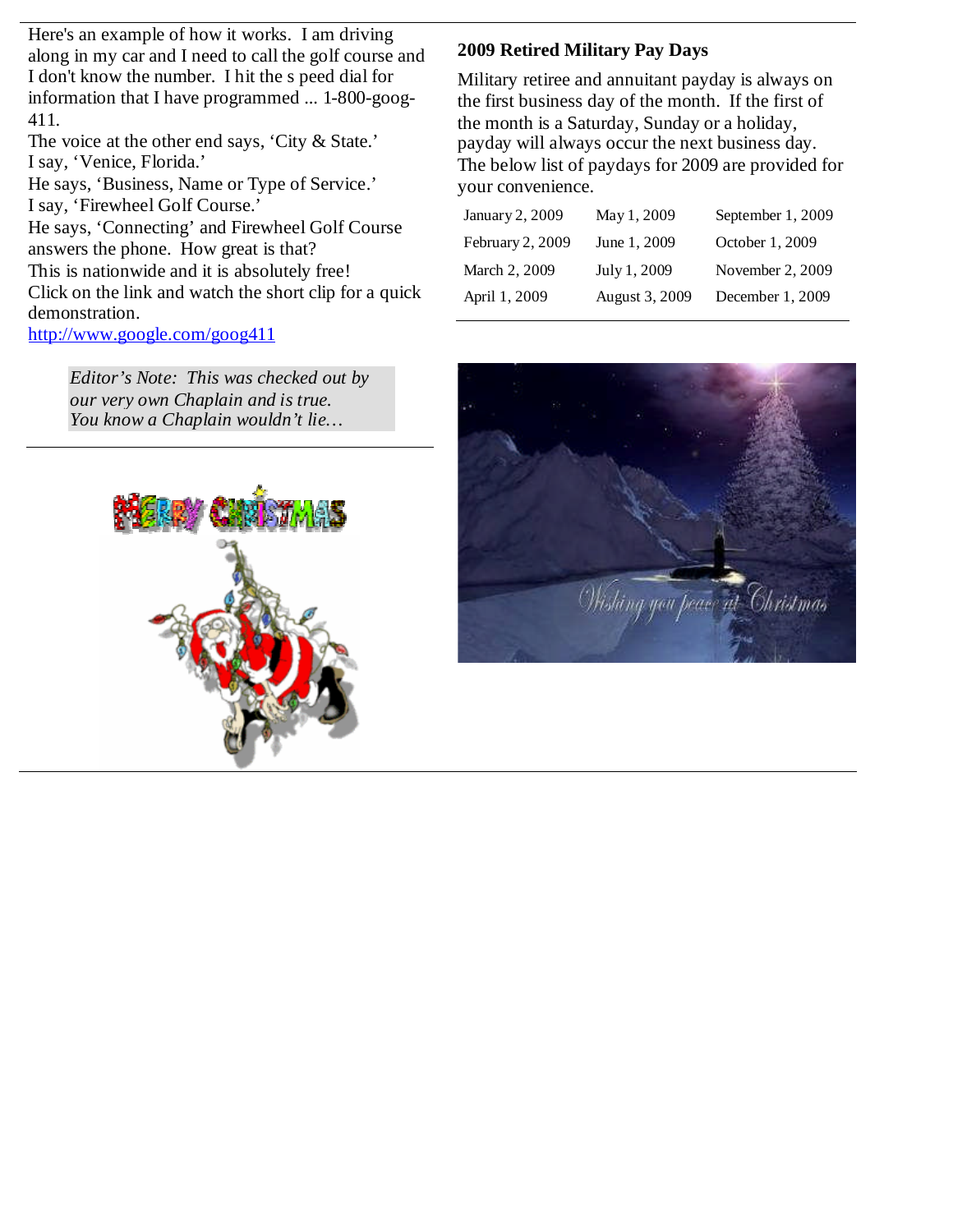Here's an example of how it works. I am driving along in my car and I need to call the golf course and I don't know the number. I hit the s peed dial for information that I have programmed ... 1-800-goog-411.
The voice at the other end says, 'City & State.'
I say, 'Venice, Florida.'
He says, 'Business, Name or Type of Service.'
I say, 'Firewheel Golf Course.'
He says, 'Connecting' and Firewheel Golf Course answers the phone. How great is that?
This is nationwide and it is absolutely free!
Click on the link and watch the short clip for a quick demonstration.
http://www.google.com/goog411

*Editor's Note: This was checked out by our very own Chaplain and is true. You know a Chaplain wouldn't lie…*

**2009 Retired Military Pay Days**

Military retiree and annuitant payday is always on the first business day of the month. If the first of the month is a Saturday, Sunday or a holiday, payday will always occur the next business day. The below list of paydays for 2009 are provided for your convenience.

| | | |
|---|---|---|
| January 2, 2009 | May 1, 2009 | September 1, 2009 |
| February 2, 2009 | June 1, 2009 | October 1, 2009 |
| March 2, 2009 | July 1, 2009 | November 2, 2009 |
| April 1, 2009 | August 3, 2009 | December 1, 2009 |